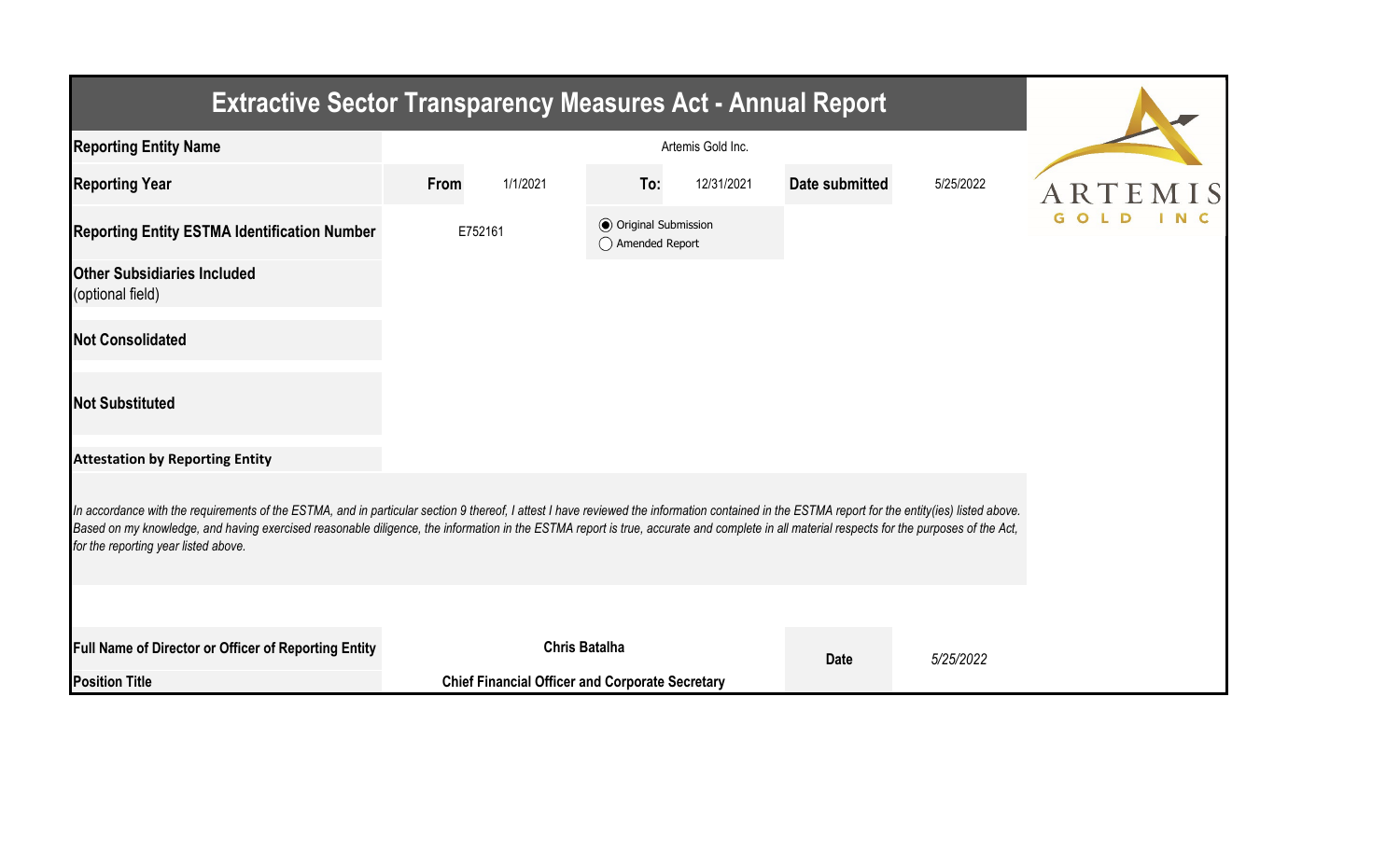# Extractive Sector Transparency Measures Act - Annual Report

| | | | | | | |
|---|---|---|---|---|---|---|
| **Reporting Entity Name** | Artemis Gold Inc. | | | | | |
| **Reporting Year** | **From** | 1/1/2021 | **To:** | 12/31/2021 | **Date submitted** | 5/25/2022 |
| **Reporting Entity ESTMA Identification Number** | E752161 | | ◉ Original Submission ◯ Amended Report | | | |
| **Other Subsidiaries Included** (optional field) | | | | | | |
| **Not Consolidated** | | | | | | |
| **Not Substituted** | | | | | | |

**Attestation by Reporting Entity**

*In accordance with the requirements of the ESTMA, and in particular section 9 thereof, I attest I have reviewed the information contained in the ESTMA report for the entity(ies) listed above. Based on my knowledge, and having exercised reasonable diligence, the information in the ESTMA report is true, accurate and complete in all material respects for the purposes of the Act, for the reporting year listed above.*

| | | | |
|---|---|---|---|
| **Full Name of Director or Officer of Reporting Entity** | **Chris Batalha** | **Date** | *5/25/2022* |
| **Position Title** | **Chief Financial Officer and Corporate Secretary** | | |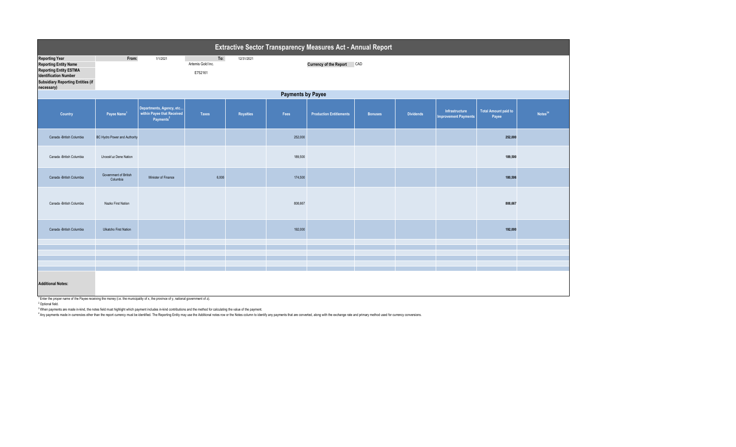# Extractive Sector Transparency Measures Act - Annual Report

| | | | | |
|---|---|---|---|---|
| **Reporting Year** | From: | 1/1/2021 | To: | 12/31/2021 |
| **Reporting Entity Name** | | Artemis Gold Inc. | | |
| **Reporting Entity ESTMA Identification Number** | | E752161 | | |
| **Subsidiary Reporting Entities (if necessary)** | | | | |

**Currency of the Report** CAD

## Payments by Payee

| Country | Payee Name[1] | Departments, Agency, etc... within Payee that Received Payments[2] | Taxes | Royalties | Fees | Production Entitlements | Bonuses | Dividends | Infrastructure Improvement Payments | Total Amount paid to Payee | Notes[34] |
|---|---|---|---|---|---|---|---|---|---|---|---|
| Canada -British Columbia | BC Hydro Power and Authority | | | | 252,000 | | | | | **252,000** | |
| Canada -British Columbia | Lhoosk'uz Dene Nation | | | | 189,500 | | | | | **189,500** | |
| Canada -British Columbia | Government of British Columbia | Minister of Finance | 6,006 | | 174,500 | | | | | **180,506** | |
| Canada -British Columbia | Nazko First Nation | | | | 808,667 | | | | | **808,667** | |
| Canada -British Columbia | Ulkatcho First Nation | | | | 192,000 | | | | | **192,000** | |

**Additional Notes:**

[1] Enter the proper name of the Payee receiving the money (i.e. the municipality of x, the province of y, national government of z).

[2] Optional field.

[3] When payments are made in-kind, the notes field must highlight which payment includes in-kind contributions and the method for calculating the value of the payment.

[4] Any payments made in currencies other than the report currency must be identified. The Reporting Entity may use the Additional notes row or the Notes column to identify any payments that are converted, along with the exchange rate and primary method used for currency conversions.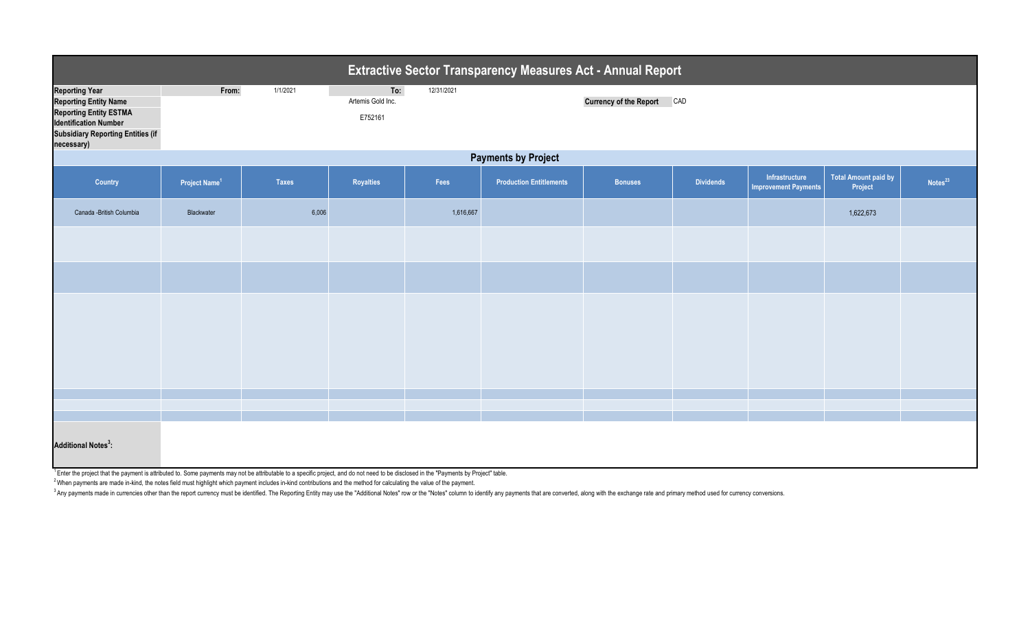# Extractive Sector Transparency Measures Act - Annual Report

| | | | |
|---|---|---|---|
| **Reporting Year** | From: 1/1/2021 | To: 12/31/2021 | |
| **Reporting Entity Name** | Artemis Gold Inc. | | **Currency of the Report** CAD |
| **Reporting Entity ESTMA Identification Number** | E752161 | | |
| **Subsidiary Reporting Entities (if necessary)** | | | |

## Payments by Project

| Country | Project Name[1] | Taxes | Royalties | Fees | Production Entitlements | Bonuses | Dividends | Infrastructure Improvement Payments | Total Amount paid by Project | Notes[23] |
|---|---|---|---|---|---|---|---|---|---|---|
| Canada -British Columbia | Blackwater | 6,006 | | 1,616,667 | | | | | 1,622,673 | |

**Additional Notes[3]:**

[1] Enter the project that the payment is attributed to. Some payments may not be attributable to a specific project, and do not need to be disclosed in the "Payments by Project" table.

[2] When payments are made in-kind, the notes field must highlight which payment includes in-kind contributions and the method for calculating the value of the payment.

[3] Any payments made in currencies other than the report currency must be identified. The Reporting Entity may use the "Additional Notes" row or the "Notes" column to identify any payments that are converted, along with the exchange rate and primary method used for currency conversions.